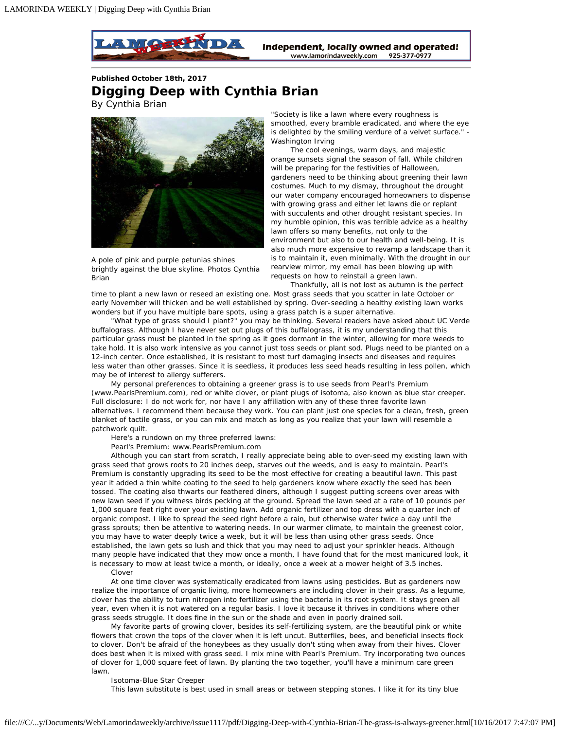**Published October 18th, 2017**

# Digging Deep with Cynthia Brian

By Cynthia Brian

A pole of pink and purple petunias shines brightly against the blue skyline. Photos Cynthia Brian

"Society is like a lawn where every roughness is smoothed, every bramble eradicated, and where the eye is delighted by the smiling verdure of a velvet surface." - Washington Irving

The cool evenings, warm days, and majestic orange sunsets signal the season of fall. While children will be preparing for the festivities of Halloween, gardeners need to be thinking about greening their lawn costumes. Much to my dismay, throughout the drought our water company encouraged homeowners to dispense with growing grass and either let lawns die or replant with succulents and other drought resistant species. In my humble opinion, this was terrible advice as a healthy lawn offers so many benefits, not only to the environment but also to our health and well-being. It is also much more expensive to revamp a landscape than it is to maintain it, even minimally. With the drought in our rearview mirror, my email has been blowing up with requests on how to reinstall a green lawn.

Thankfully, all is not lost as autumn is the perfect time to plant a new lawn or reseed an existing one. Most grass seeds that you scatter in late October or early November will thicken and be well established by spring. Over-seeding a healthy existing lawn works wonders but if you have multiple bare spots, using a grass patch is a super alternative.

"What type of grass should I plant?" you may be thinking. Several readers have asked about UC Verde buffalograss. Although I have never set out plugs of this buffalograss, it is my understanding that this particular grass must be planted in the spring as it goes dormant in the winter, allowing for more weeds to take hold. It is also work intensive as you cannot just toss seeds or plant sod. Plugs need to be planted on a 12-inch center. Once established, it is resistant to most turf damaging insects and diseases and requires less water than other grasses. Since it is seedless, it produces less seed heads resulting in less pollen, which may be of interest to allergy sufferers.

My personal preferences to obtaining a greener grass is to use seeds from Pearl's Premium (www.PearlsPremium.com), red or white clover, or plant plugs of isotoma, also known as blue star creeper. Full disclosure: I do not work for, nor have I any affiliation with any of these three favorite lawn alternatives. I recommend them because they work. You can plant just one species for a clean, fresh, green blanket of tactile grass, or you can mix and match as long as you realize that your lawn will resemble a patchwork quilt.

Here's a rundown on my three preferred lawns:

Pearl's Premium: www.PearlsPremium.com

Although you can start from scratch, I really appreciate being able to over-seed my existing lawn with grass seed that grows roots to 20 inches deep, starves out the weeds, and is easy to maintain. Pearl's Premium is constantly upgrading its seed to be the most effective for creating a beautiful lawn. This past year it added a thin white coating to the seed to help gardeners know where exactly the seed has been tossed. The coating also thwarts our feathered diners, although I suggest putting screens over areas with new lawn seed if you witness birds pecking at the ground. Spread the lawn seed at a rate of 10 pounds per 1,000 square feet right over your existing lawn. Add organic fertilizer and top dress with a quarter inch of organic compost. I like to spread the seed right before a rain, but otherwise water twice a day until the grass sprouts; then be attentive to watering needs. In our warmer climate, to maintain the greenest color, you may have to water deeply twice a week, but it will be less than using other grass seeds. Once established, the lawn gets so lush and thick that you may need to adjust your sprinkler heads. Although many people have indicated that they mow once a month, I have found that for the most manicured look, it is necessary to mow at least twice a month, or ideally, once a week at a mower height of 3.5 inches.

Clover

At one time clover was systematically eradicated from lawns using pesticides. But as gardeners now realize the importance of organic living, more homeowners are including clover in their grass. As a legume, clover has the ability to turn nitrogen into fertilizer using the bacteria in its root system. It stays green all year, even when it is not watered on a regular basis. I love it because it thrives in conditions where other grass seeds struggle. It does fine in the sun or the shade and even in poorly drained soil.

My favorite parts of growing clover, besides its self-fertilizing system, are the beautiful pink or white flowers that crown the tops of the clover when it is left uncut. Butterflies, bees, and beneficial insects flock to clover. Don't be afraid of the honeybees as they usually don't sting when away from their hives. Clover does best when it is mixed with grass seed. I mix mine with Pearl's Premium. Try incorporating two ounces of clover for 1,000 square feet of lawn. By planting the two together, you'll have a minimum care green lawn.

Isotoma-Blue Star Creeper

This lawn substitute is best used in small areas or between stepping stones. I like it for its tiny blue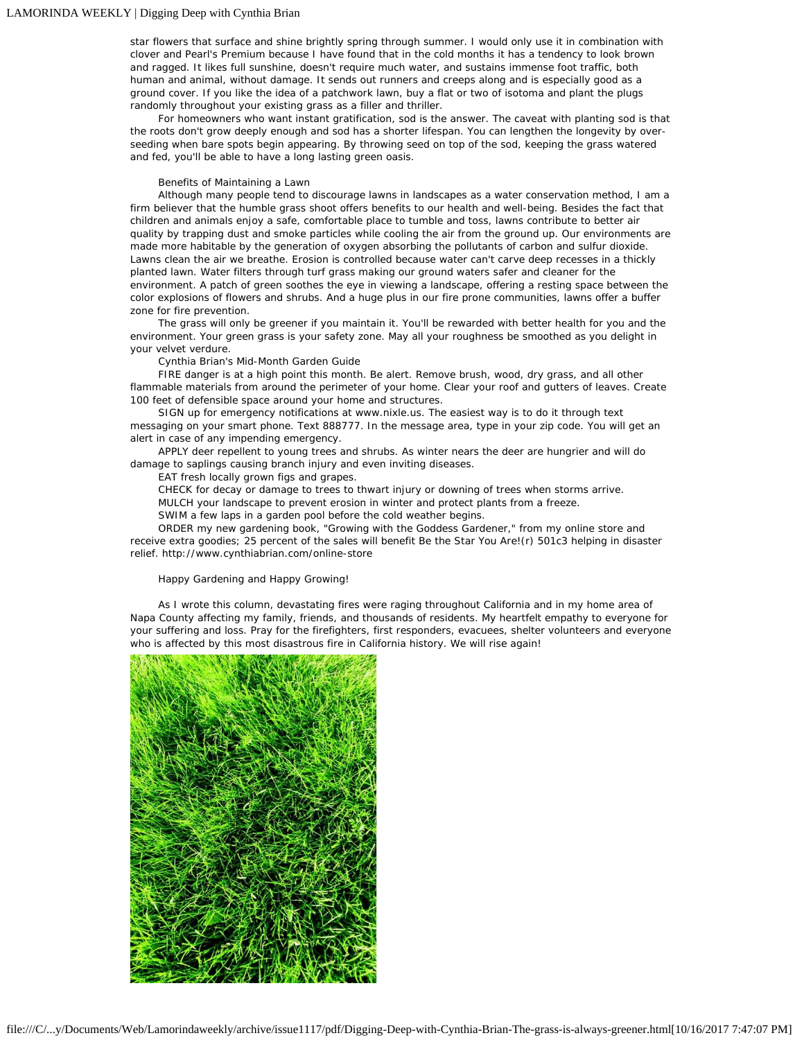star flowers that surface and shine brightly spring through summer. I would only use it in combination with clover and Pearl's Premium because I have found that in the cold months it has a tendency to look brown and ragged. It likes full sunshine, doesn't require much water, and sustains immense foot traffic, both human and animal, without damage. It sends out runners and creeps along and is especially good as a ground cover. If you like the idea of a patchwork lawn, buy a flat or two of isotoma and plant the plugs randomly throughout your existing grass as a filler and thriller.

For homeowners who want instant gratification, sod is the answer. The caveat with planting sod is that the roots don't grow deeply enough and sod has a shorter lifespan. You can lengthen the longevity by over-seeding when bare spots begin appearing. By throwing seed on top of the sod, keeping the grass watered and fed, you'll be able to have a long lasting green oasis.

Benefits of Maintaining a Lawn

Although many people tend to discourage lawns in landscapes as a water conservation method, I am a firm believer that the humble grass shoot offers benefits to our health and well-being. Besides the fact that children and animals enjoy a safe, comfortable place to tumble and toss, lawns contribute to better air quality by trapping dust and smoke particles while cooling the air from the ground up. Our environments are made more habitable by the generation of oxygen absorbing the pollutants of carbon and sulfur dioxide. Lawns clean the air we breathe. Erosion is controlled because water can't carve deep recesses in a thickly planted lawn. Water filters through turf grass making our ground waters safer and cleaner for the environment. A patch of green soothes the eye in viewing a landscape, offering a resting space between the color explosions of flowers and shrubs. And a huge plus in our fire prone communities, lawns offer a buffer zone for fire prevention.

The grass will only be greener if you maintain it. You'll be rewarded with better health for you and the environment. Your green grass is your safety zone. May all your roughness be smoothed as you delight in your velvet verdure.

Cynthia Brian's Mid-Month Garden Guide

FIRE danger is at a high point this month. Be alert. Remove brush, wood, dry grass, and all other flammable materials from around the perimeter of your home. Clear your roof and gutters of leaves. Create 100 feet of defensible space around your home and structures.

SIGN up for emergency notifications at www.nixle.us. The easiest way is to do it through text messaging on your smart phone. Text 888777. In the message area, type in your zip code. You will get an alert in case of any impending emergency.

APPLY deer repellent to young trees and shrubs. As winter nears the deer are hungrier and will do damage to saplings causing branch injury and even inviting diseases.

EAT fresh locally grown figs and grapes.

CHECK for decay or damage to trees to thwart injury or downing of trees when storms arrive.

MULCH your landscape to prevent erosion in winter and protect plants from a freeze.

SWIM a few laps in a garden pool before the cold weather begins.

ORDER my new gardening book, "Growing with the Goddess Gardener," from my online store and receive extra goodies; 25 percent of the sales will benefit Be the Star You Are!(r) 501c3 helping in disaster relief. http://www.cynthiabrian.com/online-store

Happy Gardening and Happy Growing!

As I wrote this column, devastating fires were raging throughout California and in my home area of Napa County affecting my family, friends, and thousands of residents. My heartfelt empathy to everyone for your suffering and loss. Pray for the firefighters, first responders, evacuees, shelter volunteers and everyone who is affected by this most disastrous fire in California history. We will rise again!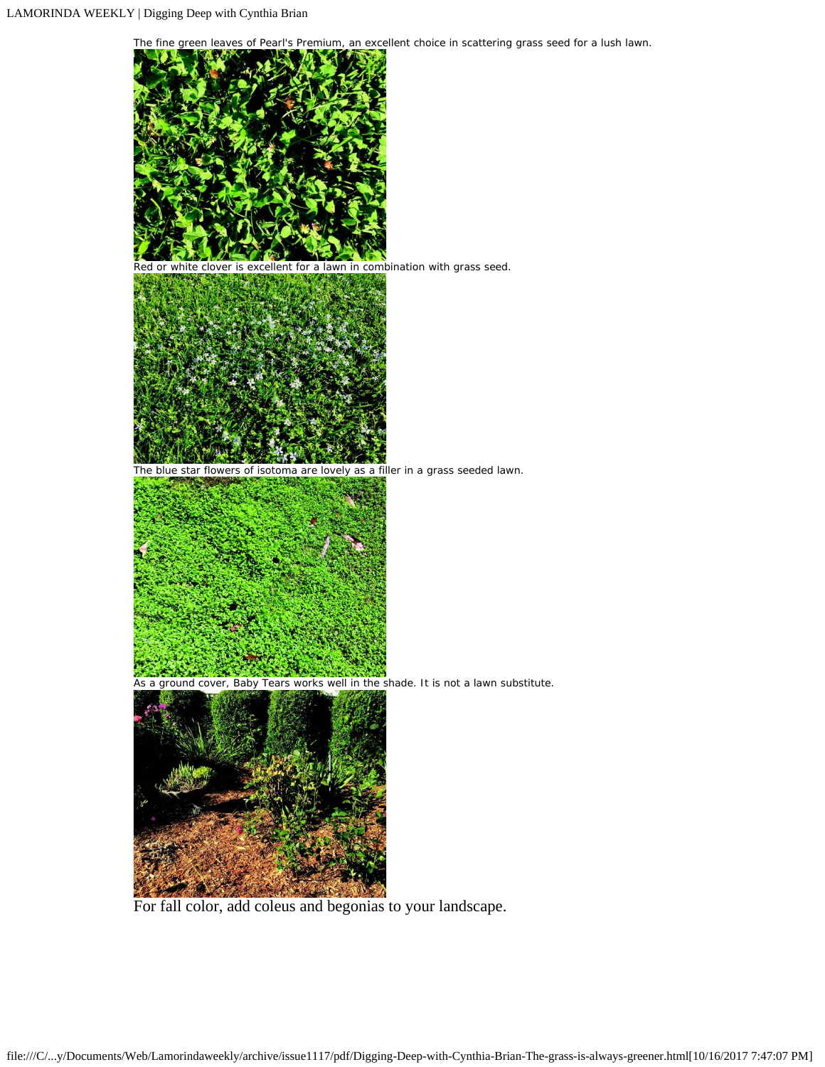The fine green leaves of Pearl's Premium, an excellent choice in scattering grass seed for a lush lawn.

Red or white clover is excellent for a lawn in combination with grass seed.

The blue star flowers of isotoma are lovely as a filler in a grass seeded lawn.

As a ground cover, Baby Tears works well in the shade. It is not a lawn substitute.

For fall color, add coleus and begonias to your landscape.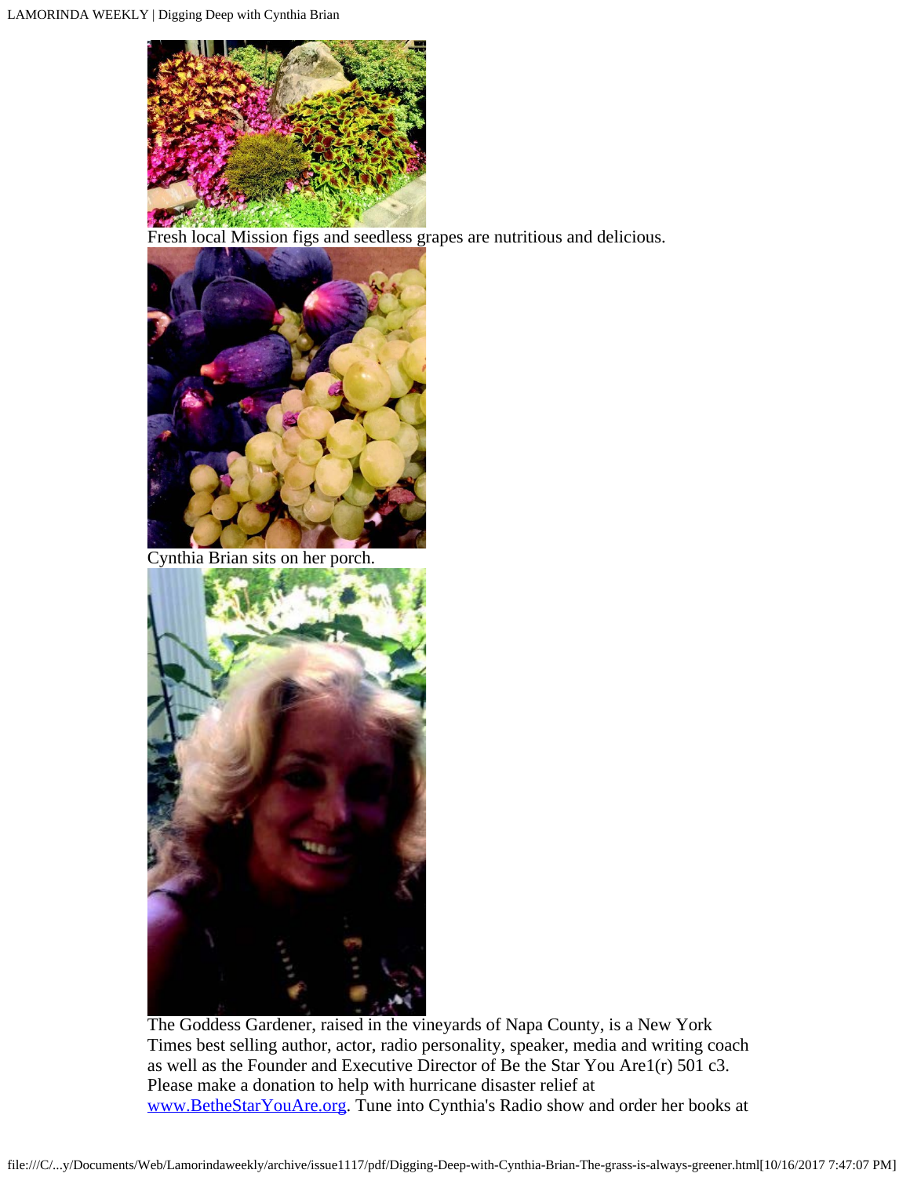Fresh local Mission figs and seedless grapes are nutritious and delicious.

Cynthia Brian sits on her porch.

The Goddess Gardener, raised in the vineyards of Napa County, is a New York Times best selling author, actor, radio personality, speaker, media and writing coach as well as the Founder and Executive Director of Be the Star You Are1(r) 501 c3. Please make a donation to help with hurricane disaster relief at [www.BetheStarYouAre.org](http://www.BetheStarYouAre.org). Tune into Cynthia's Radio show and order her books at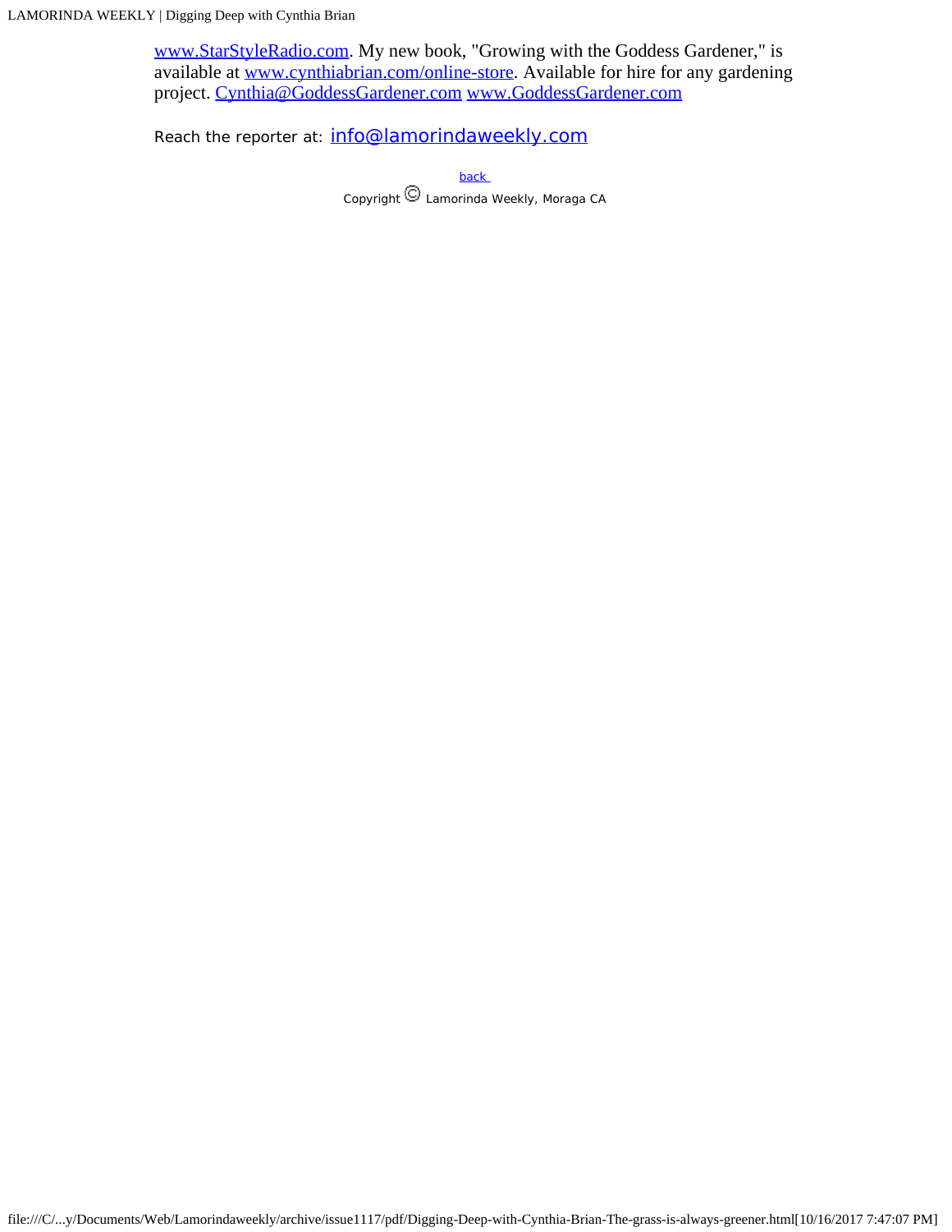www.StarStyleRadio.com. My new book, "Growing with the Goddess Gardener," is available at www.cynthiabrian.com/online-store. Available for hire for any gardening project. Cynthia@GoddessGardener.com www.GoddessGardener.com

Reach the reporter at: info@lamorindaweekly.com

back

Copyright © Lamorinda Weekly, Moraga CA